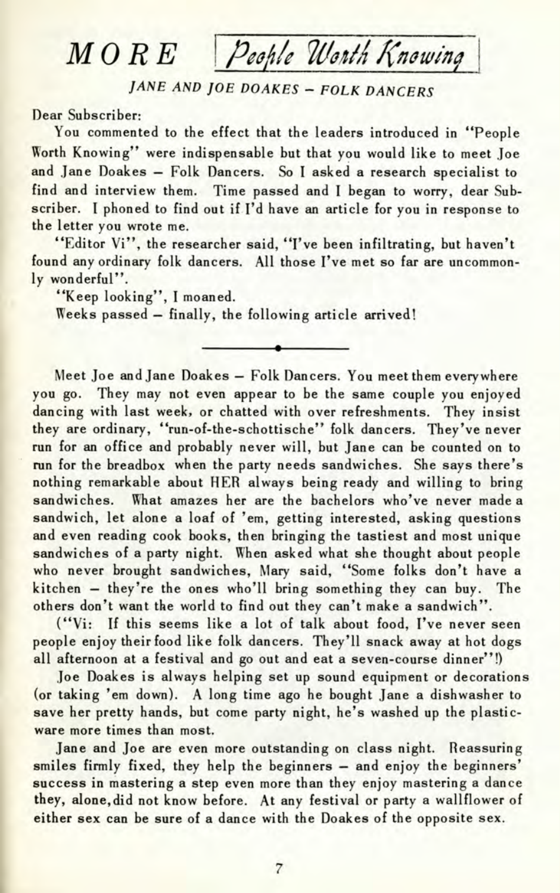# MORE *People Worth Knowing*

### *JANE AND JOE DOAKES – FOLK DANCERS*

Dear Subscriber:

You commented to the effect that the leaders introduced in "People Worth Knowing" were indispensable but that you would like to meet Joe and Jane Doakes – Folk Dancers. So I asked a research specialist to find and interview them. Time passed and I began to worry, dear Subscriber. I phoned to find out if I'd have an article for you in response to the letter you wrote me.

"Editor Vi", the researcher said, "I've been infiltrating, but haven't found any ordinary folk dancers. All those I've met so far are uncommonly wonderful".

"Keep looking", I moaned.

Weeks passed – finally, the following article arrived!

---

Meet Joe and Jane Doakes – Folk Dancers. You meet them everywhere you go. They may not even appear to be the same couple you enjoyed dancing with last week, or chatted with over refreshments. They insist they are ordinary, "run-of-the-schottische" folk dancers. They've never run for an office and probably never will, but Jane can be counted on to run for the breadbox when the party needs sandwiches. She says there's nothing remarkable about HER always being ready and willing to bring sandwiches. What amazes her are the bachelors who've never made a sandwich, let alone a loaf of 'em, getting interested, asking questions and even reading cook books, then bringing the tastiest and most unique sandwiches of a party night. When asked what she thought about people who never brought sandwiches, Mary said, "Some folks don't have a kitchen – they're the ones who'll bring something they can buy. The others don't want the world to find out they can't make a sandwich".

("Vi: If this seems like a lot of talk about food, I've never seen people enjoy their food like folk dancers. They'll snack away at hot dogs all afternoon at a festival and go out and eat a seven-course dinner"!)

Joe Doakes is always helping set up sound equipment or decorations (or taking 'em down). A long time ago he bought Jane a dishwasher to save her pretty hands, but come party night, he's washed up the plasticware more times than most.

Jane and Joe are even more outstanding on class night. Reassuring smiles firmly fixed, they help the beginners – and enjoy the beginners' success in mastering a step even more than they enjoy mastering a dance they, alone, did not know before. At any festival or party a wallflower of either sex can be sure of a dance with the Doakes of the opposite sex.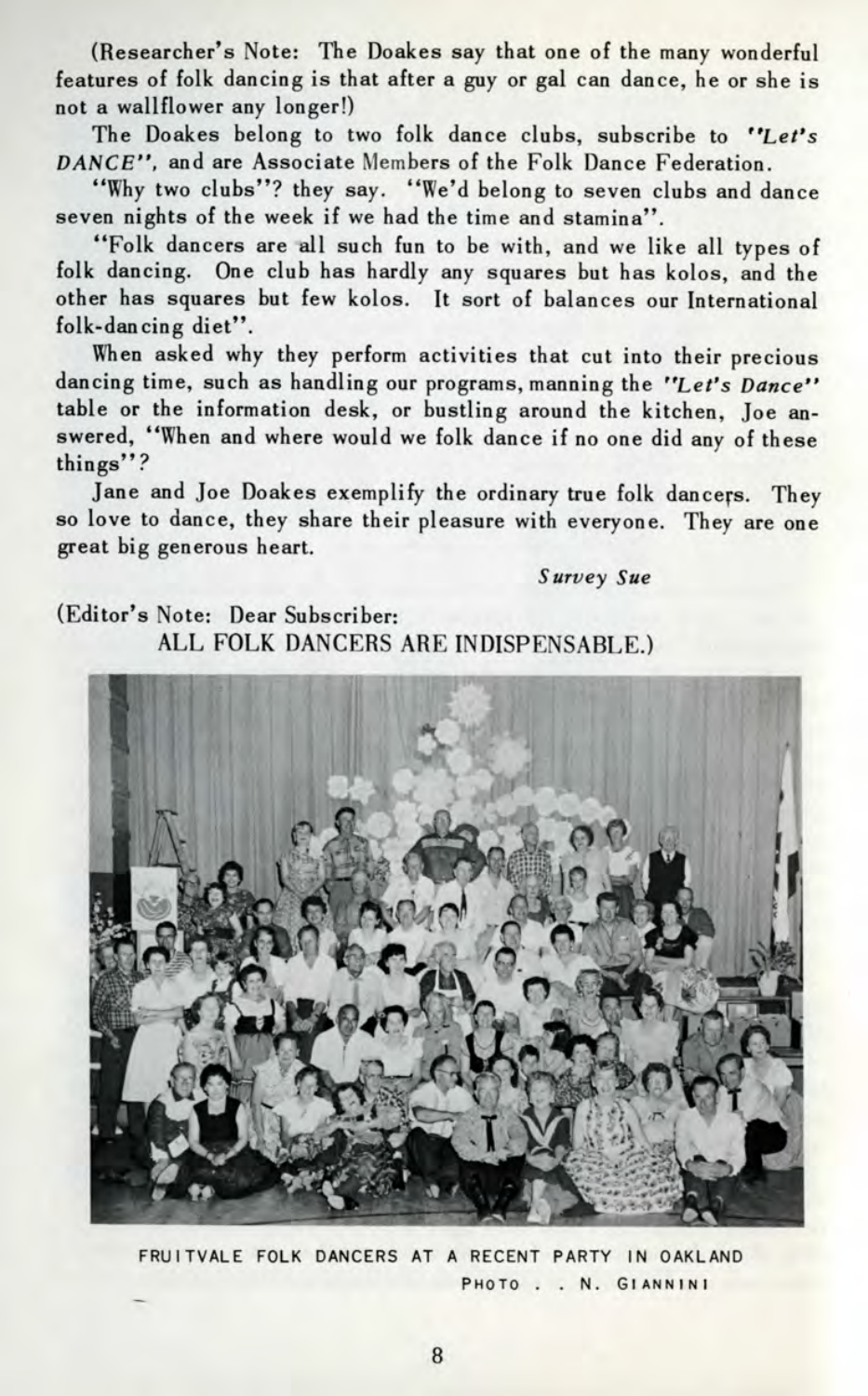(Researcher's Note: The Doakes say that one of the many wonderful features of folk dancing is that after a guy or gal can dance, he or she is not a wallflower any longer!)

The Doakes belong to two folk dance clubs, subscribe to *"Let's DANCE"*, and are Associate Members of the Folk Dance Federation.

"Why two clubs"? they say. "We'd belong to seven clubs and dance seven nights of the week if we had the time and stamina".

"Folk dancers are all such fun to be with, and we like all types of folk dancing. One club has hardly any squares but has kolos, and the other has squares but few kolos. It sort of balances our International folk-dancing diet".

When asked why they perform activities that cut into their precious dancing time, such as handling our programs, manning the *"Let's Dance"* table or the information desk, or bustling around the kitchen, Joe answered, "When and where would we folk dance if no one did any of these things"?

Jane and Joe Doakes exemplify the ordinary true folk dancers. They so love to dance, they share their pleasure with everyone. They are one great big generous heart.

*Survey Sue*

(Editor's Note: Dear Subscriber:
ALL FOLK DANCERS ARE INDISPENSABLE.)

FRUITVALE FOLK DANCERS AT A RECENT PARTY IN OAKLAND
PHOTO . . N. GIANNINI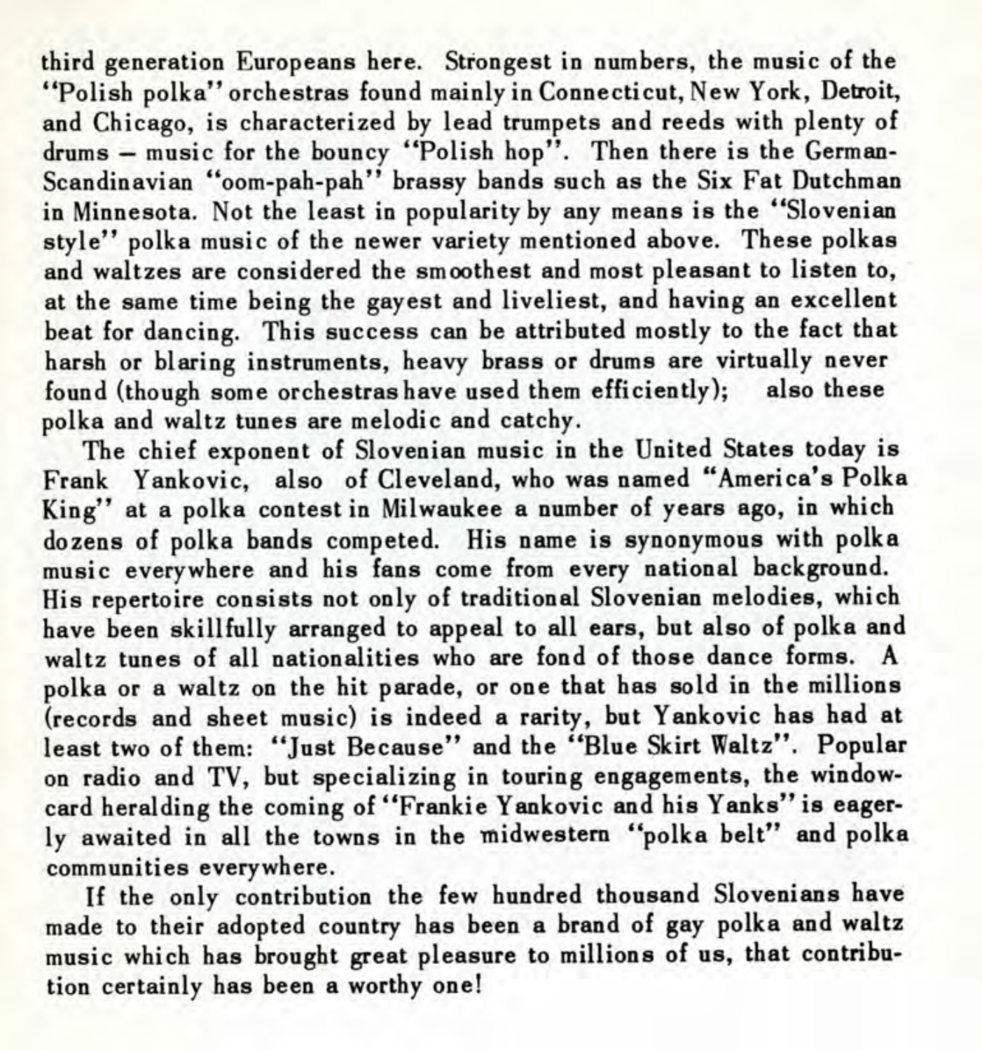third generation Europeans here. Strongest in numbers, the music of the "Polish polka" orchestras found mainly in Connecticut, New York, Detroit, and Chicago, is characterized by lead trumpets and reeds with plenty of drums – music for the bouncy "Polish hop". Then there is the German-Scandinavian "oom-pah-pah" brassy bands such as the Six Fat Dutchman in Minnesota. Not the least in popularity by any means is the "Slovenian style" polka music of the newer variety mentioned above. These polkas and waltzes are considered the smoothest and most pleasant to listen to, at the same time being the gayest and liveliest, and having an excellent beat for dancing. This success can be attributed mostly to the fact that harsh or blaring instruments, heavy brass or drums are virtually never found (though some orchestras have used them efficiently); also these polka and waltz tunes are melodic and catchy.

The chief exponent of Slovenian music in the United States today is Frank Yankovic, also of Cleveland, who was named "America's Polka King" at a polka contest in Milwaukee a number of years ago, in which dozens of polka bands competed. His name is synonymous with polka music everywhere and his fans come from every national background. His repertoire consists not only of traditional Slovenian melodies, which have been skillfully arranged to appeal to all ears, but also of polka and waltz tunes of all nationalities who are fond of those dance forms. A polka or a waltz on the hit parade, or one that has sold in the millions (records and sheet music) is indeed a rarity, but Yankovic has had at least two of them: "Just Because" and the "Blue Skirt Waltz". Popular on radio and TV, but specializing in touring engagements, the window-card heralding the coming of "Frankie Yankovic and his Yanks" is eagerly awaited in all the towns in the midwestern "polka belt" and polka communities everywhere.

If the only contribution the few hundred thousand Slovenians have made to their adopted country has been a brand of gay polka and waltz music which has brought great pleasure to millions of us, that contribution certainly has been a worthy one!